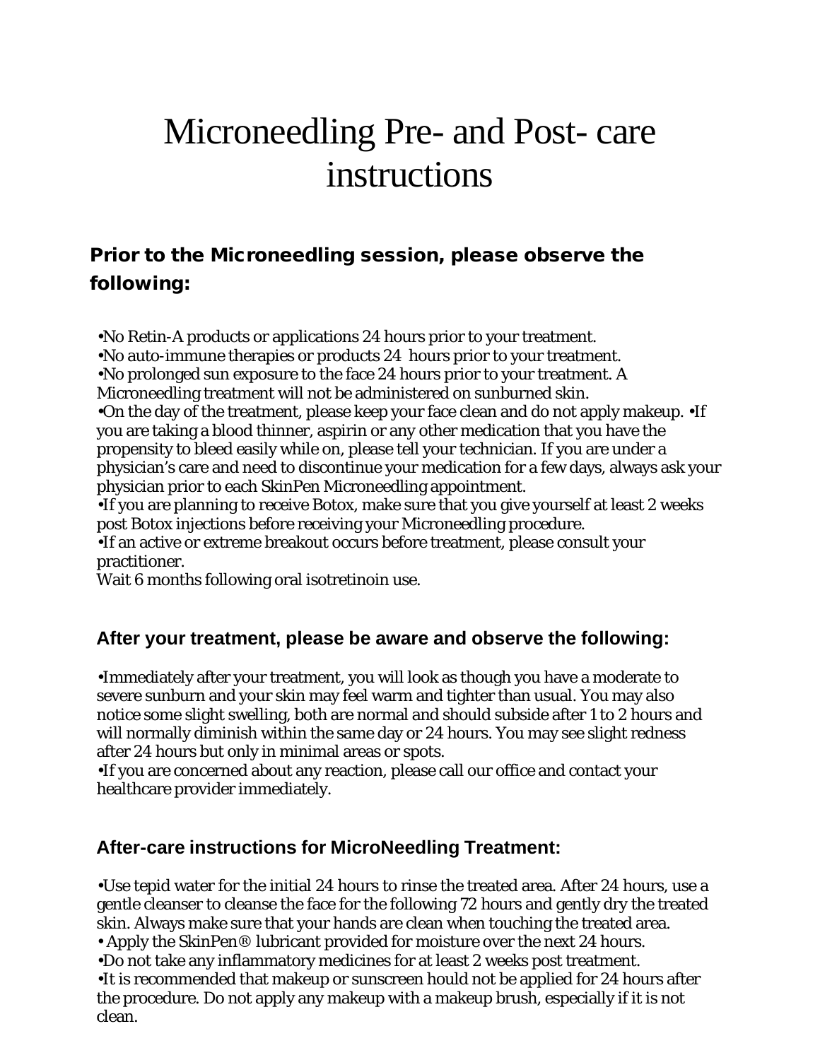# Microneedling Pre- and Post- care instructions

## Prior to the Microneedling session, please observe the following:

•No Retin-A products or applications 24 hours prior to your treatment.
•No auto-immune therapies or products 24 hours prior to your treatment.
•No prolonged sun exposure to the face 24 hours prior to your treatment. A Microneedling treatment will not be administered on sunburned skin.
•On the day of the treatment, please keep your face clean and do not apply makeup. •If you are taking a blood thinner, aspirin or any other medication that you have the propensity to bleed easily while on, please tell your technician. If you are under a physician's care and need to discontinue your medication for a few days, always ask your physician prior to each SkinPen Microneedling appointment.
•If you are planning to receive Botox, make sure that you give yourself at least 2 weeks post Botox injections before receiving your Microneedling procedure.
•If an active or extreme breakout occurs before treatment, please consult your practitioner.
Wait 6 months following oral isotretinoin use.

## After your treatment, please be aware and observe the following:

•Immediately after your treatment, you will look as though you have a moderate to severe sunburn and your skin may feel warm and tighter than usual. You may also notice some slight swelling, both are normal and should subside after 1 to 2 hours and will normally diminish within the same day or 24 hours. You may see slight redness after 24 hours but only in minimal areas or spots.
•If you are concerned about any reaction, please call our office and contact your healthcare provider immediately.

## After-care instructions for MicroNeedling Treatment:

•Use tepid water for the initial 24 hours to rinse the treated area. After 24 hours, use a gentle cleanser to cleanse the face for the following 72 hours and gently dry the treated skin. Always make sure that your hands are clean when touching the treated area.
• Apply the SkinPen® lubricant provided for moisture over the next 24 hours.
•Do not take any inflammatory medicines for at least 2 weeks post treatment.
•It is recommended that makeup or sunscreen hould not be applied for 24 hours after the procedure. Do not apply any makeup with a makeup brush, especially if it is not clean.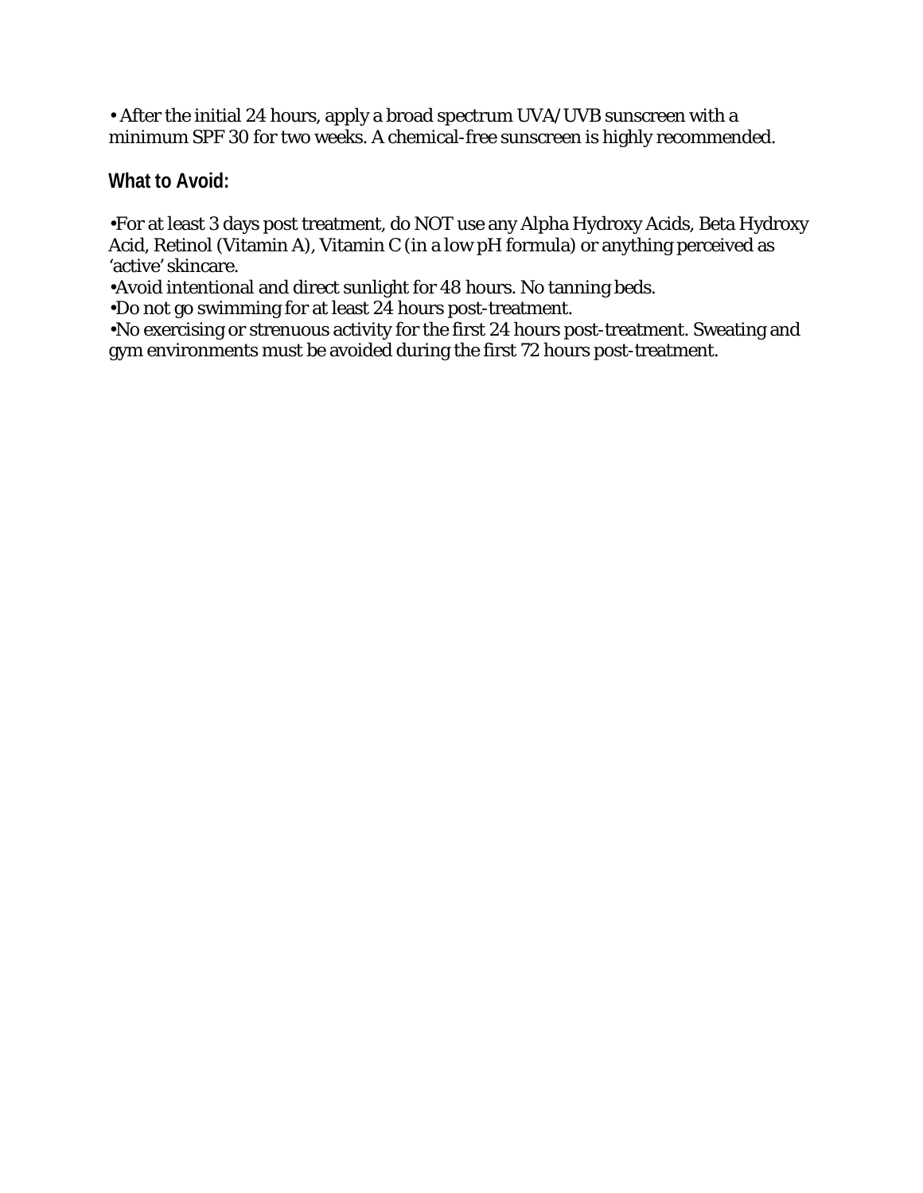• After the initial 24 hours, apply a broad spectrum UVA/UVB sunscreen with a minimum SPF 30 for two weeks. A chemical-free sunscreen is highly recommended.

**What to Avoid:**

•For at least 3 days post treatment, do NOT use any Alpha Hydroxy Acids, Beta Hydroxy Acid, Retinol (Vitamin A), Vitamin C (in a low pH formula) or anything perceived as 'active' skincare.
•Avoid intentional and direct sunlight for 48 hours. No tanning beds.
•Do not go swimming for at least 24 hours post-treatment.
•No exercising or strenuous activity for the first 24 hours post-treatment. Sweating and gym environments must be avoided during the first 72 hours post-treatment.